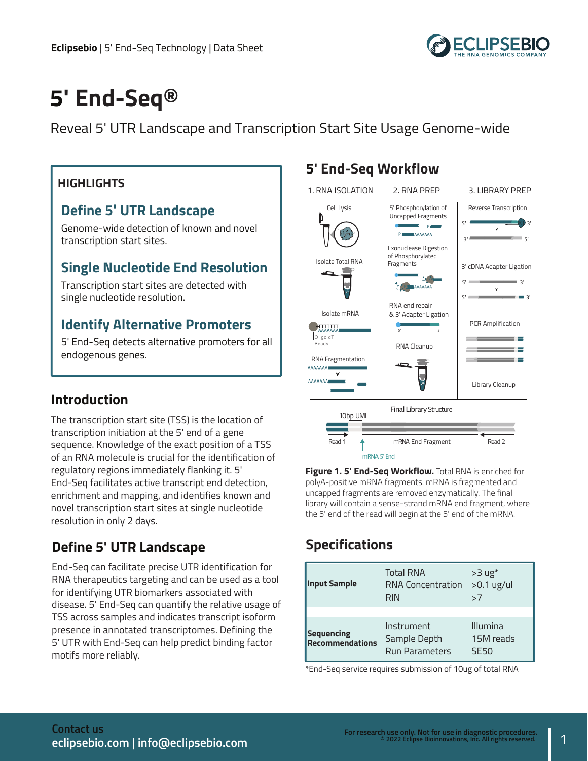# 5' End-Seq®

Reveal 5' UTR Landscape and Transcription Start Site Usage Genome-wide

## HIGHLIGHTS

### Define 5' UTR Landscape

Genome-wide detection of known and novel transcription start sites.

### Single Nucleotide End Resolution

Transcription start sites are detected with single nucleotide resolution.

### Identify Alternative Promoters

5' End-Seq detects alternative promoters for all endogenous genes.

## Introduction

The transcription start site (TSS) is the location of transcription initiation at the 5' end of a gene sequence. Knowledge of the exact position of a TSS of an RNA molecule is crucial for the identification of regulatory regions immediately flanking it. 5' End-Seq facilitates active transcript end detection, enrichment and mapping, and identifies known and novel transcription start sites at single nucleotide resolution in only 2 days.

## Define 5' UTR Landscape

End-Seq can facilitate precise UTR identification for RNA therapeutics targeting and can be used as a tool for identifying UTR biomarkers associated with disease. 5' End-Seq can quantify the relative usage of TSS across samples and indicates transcript isoform presence in annotated transcriptomes. Defining the 5' UTR with End-Seq can help predict binding factor motifs more reliably.

## 5' End-Seq Workflow

1. RNA ISOLATION — Cell Lysis; Isolate Total RNA; Isolate mRNA (Oligo dT Beads); RNA Fragmentation
2. RNA PREP — 5' Phosphorylation of Uncapped Fragments; Exonuclease Digestion of Phosphorylated Fragments; RNA end repair & 3' Adapter Ligation; RNA Cleanup
3. LIBRARY PREP — Reverse Transcription; 3' cDNA Adapter Ligation; PCR Amplification; Library Cleanup

Final Library Structure: 10bp UMI; Read 1; mRNA End Fragment; Read 2; mRNA 5' End

**Figure 1. 5' End-Seq Workflow.** Total RNA is enriched for polyA-positive mRNA fragments. mRNA is fragmented and uncapped fragments are removed enzymatically. The final library will contain a sense-strand mRNA end fragment, where the 5' end of the read will begin at the 5' end of the mRNA.

## Specifications

| | | |
|---|---|---|
| **Input Sample** | Total RNA<br>RNA Concentration<br>RIN | >3 ug*<br>>0.1 ug/ul<br>>7 |
| **Sequencing Recommendations** | Instrument<br>Sample Depth<br>Run Parameters | Illumina<br>15M reads<br>SE50 |

*End-Seq service requires submission of 10ug of total RNA

Contact us
eclipsebio.com | info@eclipsebio.com

For research use only. Not for use in diagnostic procedures.
© 2022 Eclipse Bioinnovations, Inc. All rights reserved.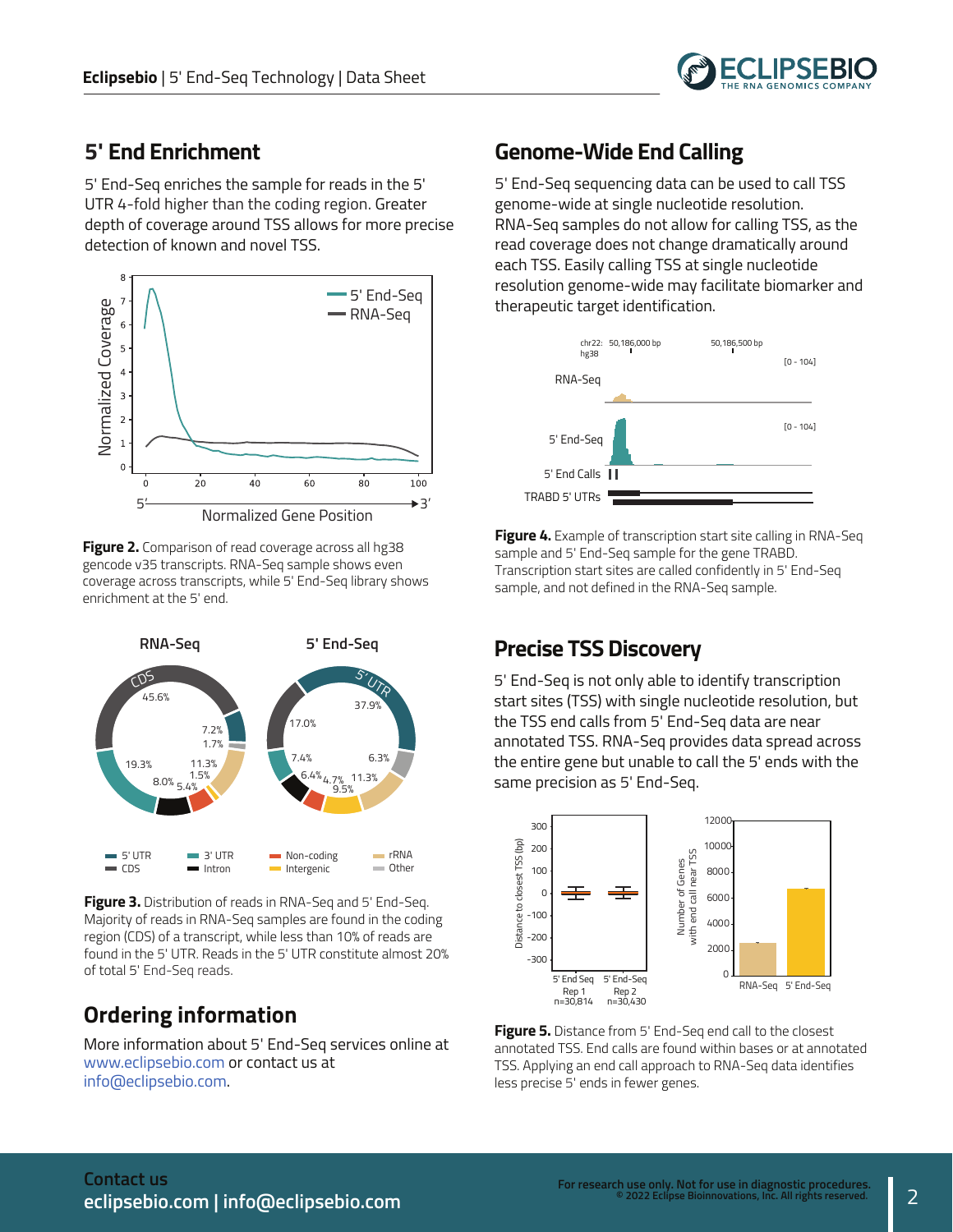## 5' End Enrichment

5' End-Seq enriches the sample for reads in the 5' UTR 4-fold higher than the coding region. Greater depth of coverage around TSS allows for more precise detection of known and novel TSS.

Normalized Coverage
8
7
6
5
4
3
2
1
0
0 20 40 60 80 100
5' → 3'
Normalized Gene Position
5' End-Seq
RNA-Seq

**Figure 2.** Comparison of read coverage across all hg38 gencode v35 transcripts. RNA-Seq sample shows even coverage across transcripts, while 5' End-Seq library shows enrichment at the 5' end.

RNA-Seq
CDS
45.6%
7.2%
1.7%
11.3%
1.5%
19.3%
8.0%
5.4%

5' End-Seq
5' UTR
37.9%
17.0%
7.4%
6.3%
6.4%
4.7%
11.3%
9.5%

5' UTR
CDS
3' UTR
Intron
Non-coding
Intergenic
rRNA
Other

**Figure 3.** Distribution of reads in RNA-Seq and 5' End-Seq. Majority of reads in RNA-Seq samples are found in the coding region (CDS) of a transcript, while less than 10% of reads are found in the 5' UTR. Reads in the 5' UTR constitute almost 20% of total 5' End-Seq reads.

## Ordering information

More information about 5' End-Seq services online at www.eclipsebio.com or contact us at info@eclipsebio.com.

## Genome-Wide End Calling

5' End-Seq sequencing data can be used to call TSS genome-wide at single nucleotide resolution. RNA-Seq samples do not allow for calling TSS, as the read coverage does not change dramatically around each TSS. Easily calling TSS at single nucleotide resolution genome-wide may facilitate biomarker and therapeutic target identification.

chr22: 50,186,000 bp
hg38
50,186,500 bp
[0 - 104]
RNA-Seq
[0 - 104]
5' End-Seq
5' End Calls
TRABD 5' UTRs

**Figure 4.** Example of transcription start site calling in RNA-Seq sample and 5' End-Seq sample for the gene TRABD. Transcription start sites are called confidently in 5' End-Seq sample, and not defined in the RNA-Seq sample.

## Precise TSS Discovery

5' End-Seq is not only able to identify transcription start sites (TSS) with single nucleotide resolution, but the TSS end calls from 5' End-Seq data are near annotated TSS. RNA-Seq provides data spread across the entire gene but unable to call the 5' ends with the same precision as 5' End-Seq.

Distance to closest TSS (bp)
300
200
100
0
-100
-200
-300
5' End Seq Rep 1 n=30,814
5' End-Seq Rep 2 n=30,430

Number of Genes with end call near TSS
12000
10000
8000
6000
4000
2000
0
RNA-Seq
5' End-Seq

**Figure 5.** Distance from 5' End-Seq end call to the closest annotated TSS. End calls are found within bases or at annotated TSS. Applying an end call approach to RNA-Seq data identifies less precise 5' ends in fewer genes.

Contact us
eclipsebio.com | info@eclipsebio.com

For research use only. Not for use in diagnostic procedures.
© 2022 Eclipse Bioinnovations, Inc. All rights reserved.